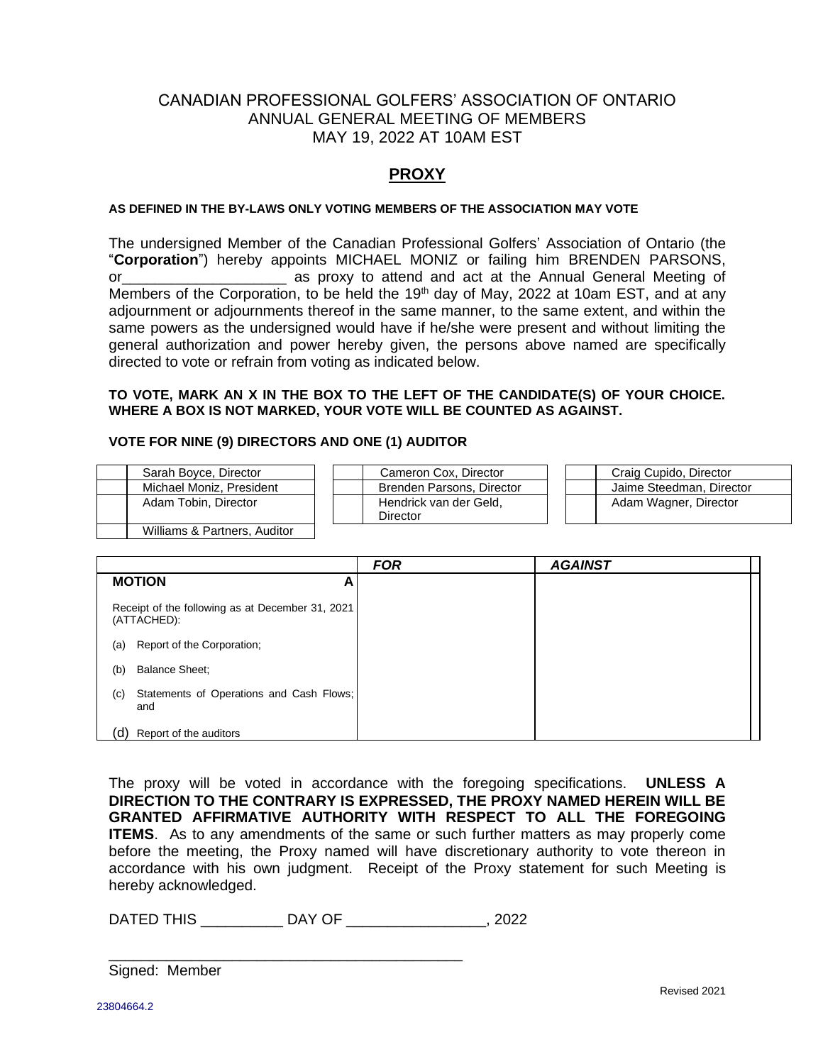CANADIAN PROFESSIONAL GOLFERS' ASSOCIATION OF ONTARIO
ANNUAL GENERAL MEETING OF MEMBERS
MAY 19, 2022 AT 10AM EST

## PROXY

**AS DEFINED IN THE BY-LAWS ONLY VOTING MEMBERS OF THE ASSOCIATION MAY VOTE**

The undersigned Member of the Canadian Professional Golfers' Association of Ontario (the "**Corporation**") hereby appoints MICHAEL MONIZ or failing him BRENDEN PARSONS, or____________________ as proxy to attend and act at the Annual General Meeting of Members of the Corporation, to be held the 19th day of May, 2022 at 10am EST, and at any adjournment or adjournments thereof in the same manner, to the same extent, and within the same powers as the undersigned would have if he/she were present and without limiting the general authorization and power hereby given, the persons above named are specifically directed to vote or refrain from voting as indicated below.

**TO VOTE, MARK AN X IN THE BOX TO THE LEFT OF THE CANDIDATE(S) OF YOUR CHOICE. WHERE A BOX IS NOT MARKED, YOUR VOTE WILL BE COUNTED AS AGAINST.**

**VOTE FOR NINE (9) DIRECTORS AND ONE (1) AUDITOR**

| | | | | | |
|---|---|---|---|---|---|
| | Sarah Boyce, Director | | Cameron Cox, Director | | Craig Cupido, Director |
| | Michael Moniz, President | | Brenden Parsons, Director | | Jaime Steedman, Director |
| | Adam Tobin, Director | | Hendrick van der Geld, Director | | Adam Wagner, Director |
| | Williams & Partners, Auditor | | | | |

| | ***FOR*** | ***AGAINST*** |
|---|---|---|
| **MOTION A**<br><br>Receipt of the following as at December 31, 2021 (ATTACHED):<br><br>(a) Report of the Corporation;<br><br>(b) Balance Sheet;<br><br>(c) Statements of Operations and Cash Flows; and<br><br>(d) Report of the auditors | | |

The proxy will be voted in accordance with the foregoing specifications. **UNLESS A DIRECTION TO THE CONTRARY IS EXPRESSED, THE PROXY NAMED HEREIN WILL BE GRANTED AFFIRMATIVE AUTHORITY WITH RESPECT TO ALL THE FOREGOING ITEMS**. As to any amendments of the same or such further matters as may properly come before the meeting, the Proxy named will have discretionary authority to vote thereon in accordance with his own judgment. Receipt of the Proxy statement for such Meeting is hereby acknowledged.

DATED THIS __________ DAY OF _________________, 2022

___________________________________________
Signed: Member

Revised 2021

23804664.2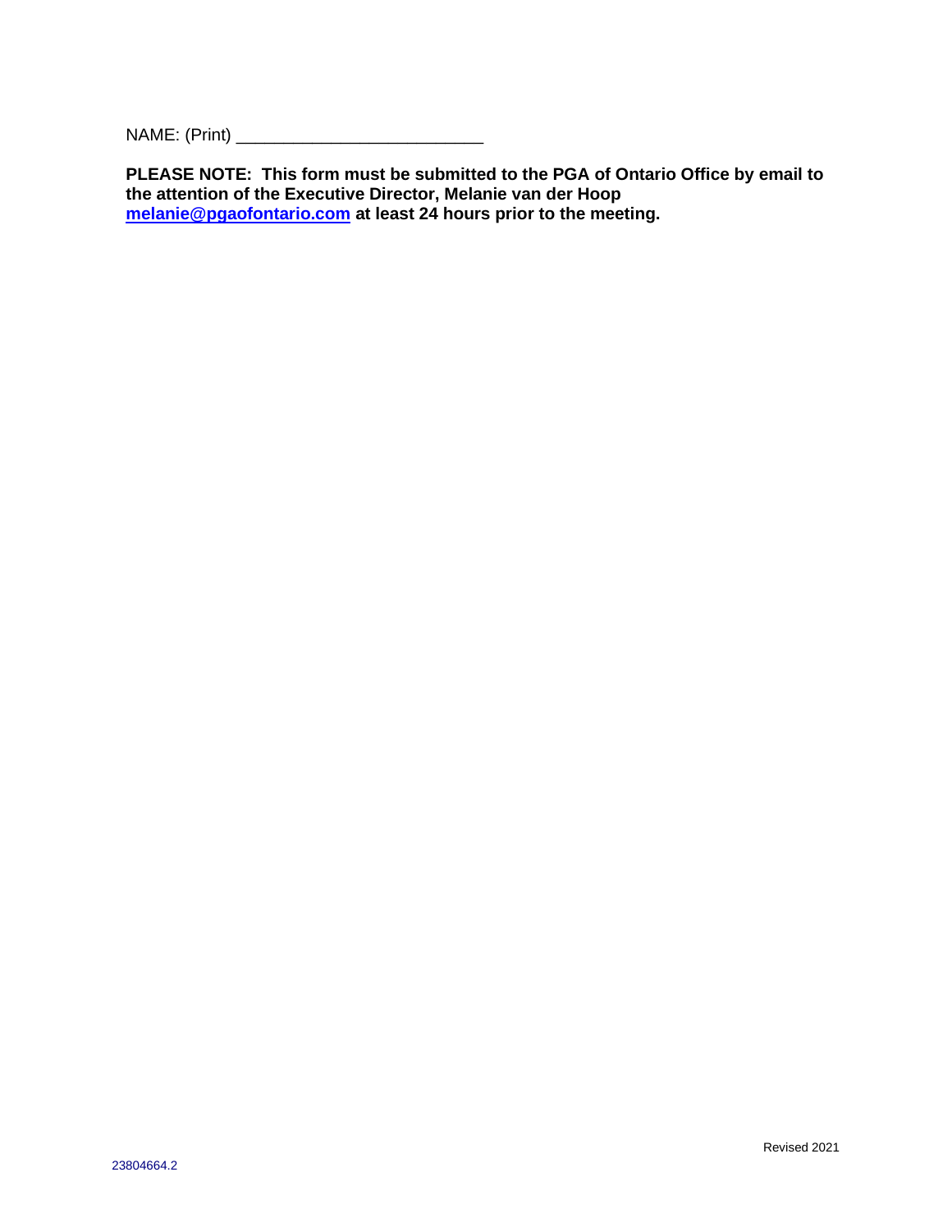NAME: (Print) __________________________

**PLEASE NOTE: This form must be submitted to the PGA of Ontario Office by email to the attention of the Executive Director, Melanie van der Hoop melanie@pgaofontario.com at least 24 hours prior to the meeting.**

Revised 2021

23804664.2